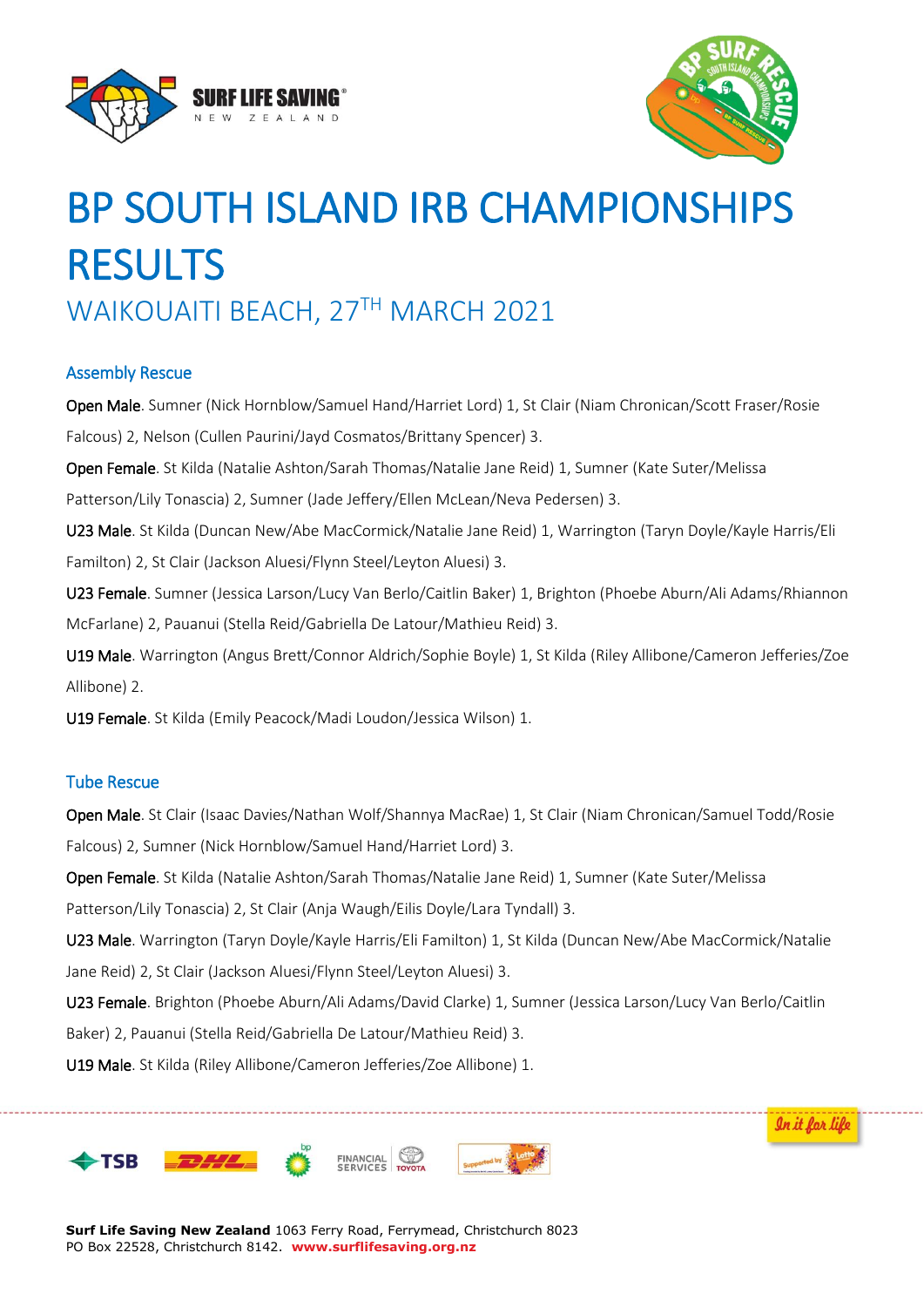# BP SOUTH ISLAND IRB CHAMPIONSHIPS RESULTS

## WAIKOUAITI BEACH, 27TH MARCH 2021

### Assembly Rescue

**Open Male**. Sumner (Nick Hornblow/Samuel Hand/Harriet Lord) 1, St Clair (Niam Chronican/Scott Fraser/Rosie Falcous) 2, Nelson (Cullen Paurini/Jayd Cosmatos/Brittany Spencer) 3.

**Open Female**. St Kilda (Natalie Ashton/Sarah Thomas/Natalie Jane Reid) 1, Sumner (Kate Suter/Melissa Patterson/Lily Tonascia) 2, Sumner (Jade Jeffery/Ellen McLean/Neva Pedersen) 3.

**U23 Male**. St Kilda (Duncan New/Abe MacCormick/Natalie Jane Reid) 1, Warrington (Taryn Doyle/Kayle Harris/Eli Familton) 2, St Clair (Jackson Aluesi/Flynn Steel/Leyton Aluesi) 3.

**U23 Female**. Sumner (Jessica Larson/Lucy Van Berlo/Caitlin Baker) 1, Brighton (Phoebe Aburn/Ali Adams/Rhiannon McFarlane) 2, Pauanui (Stella Reid/Gabriella De Latour/Mathieu Reid) 3.

**U19 Male**. Warrington (Angus Brett/Connor Aldrich/Sophie Boyle) 1, St Kilda (Riley Allibone/Cameron Jefferies/Zoe Allibone) 2.

**U19 Female**. St Kilda (Emily Peacock/Madi Loudon/Jessica Wilson) 1.

### Tube Rescue

**Open Male**. St Clair (Isaac Davies/Nathan Wolf/Shannya MacRae) 1, St Clair (Niam Chronican/Samuel Todd/Rosie Falcous) 2, Sumner (Nick Hornblow/Samuel Hand/Harriet Lord) 3.

**Open Female**. St Kilda (Natalie Ashton/Sarah Thomas/Natalie Jane Reid) 1, Sumner (Kate Suter/Melissa Patterson/Lily Tonascia) 2, St Clair (Anja Waugh/Eilis Doyle/Lara Tyndall) 3.

**U23 Male**. Warrington (Taryn Doyle/Kayle Harris/Eli Familton) 1, St Kilda (Duncan New/Abe MacCormick/Natalie Jane Reid) 2, St Clair (Jackson Aluesi/Flynn Steel/Leyton Aluesi) 3.

**U23 Female**. Brighton (Phoebe Aburn/Ali Adams/David Clarke) 1, Sumner (Jessica Larson/Lucy Van Berlo/Caitlin Baker) 2, Pauanui (Stella Reid/Gabriella De Latour/Mathieu Reid) 3.

**U19 Male**. St Kilda (Riley Allibone/Cameron Jefferies/Zoe Allibone) 1.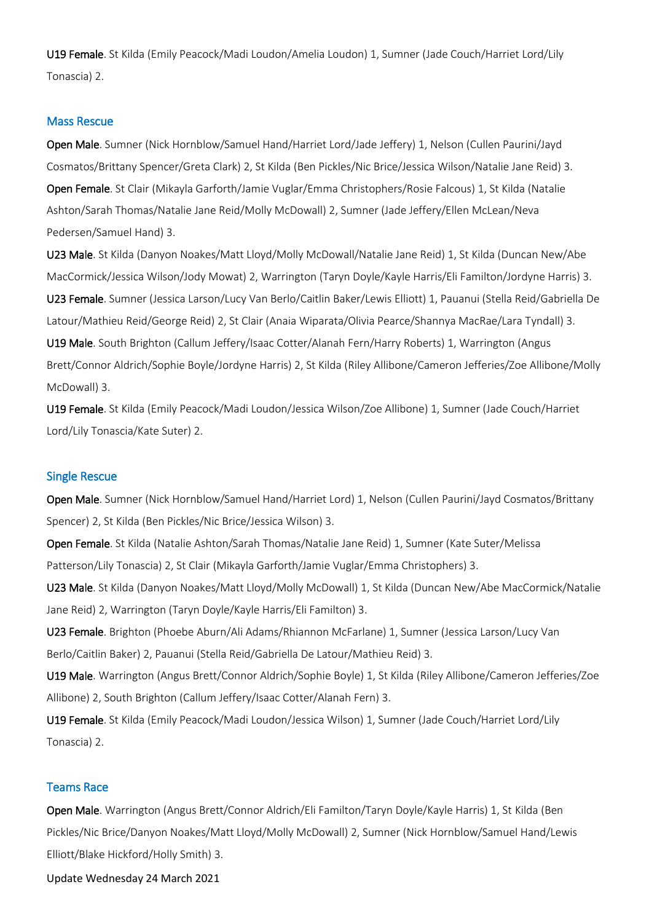**U19 Female**. St Kilda (Emily Peacock/Madi Loudon/Amelia Loudon) 1, Sumner (Jade Couch/Harriet Lord/Lily Tonascia) 2.

## Mass Rescue

**Open Male**. Sumner (Nick Hornblow/Samuel Hand/Harriet Lord/Jade Jeffery) 1, Nelson (Cullen Paurini/Jayd Cosmatos/Brittany Spencer/Greta Clark) 2, St Kilda (Ben Pickles/Nic Brice/Jessica Wilson/Natalie Jane Reid) 3.

**Open Female**. St Clair (Mikayla Garforth/Jamie Vuglar/Emma Christophers/Rosie Falcous) 1, St Kilda (Natalie Ashton/Sarah Thomas/Natalie Jane Reid/Molly McDowall) 2, Sumner (Jade Jeffery/Ellen McLean/Neva Pedersen/Samuel Hand) 3.

**U23 Male**. St Kilda (Danyon Noakes/Matt Lloyd/Molly McDowall/Natalie Jane Reid) 1, St Kilda (Duncan New/Abe MacCormick/Jessica Wilson/Jody Mowat) 2, Warrington (Taryn Doyle/Kayle Harris/Eli Familton/Jordyne Harris) 3.

**U23 Female**. Sumner (Jessica Larson/Lucy Van Berlo/Caitlin Baker/Lewis Elliott) 1, Pauanui (Stella Reid/Gabriella De Latour/Mathieu Reid/George Reid) 2, St Clair (Anaia Wiparata/Olivia Pearce/Shannya MacRae/Lara Tyndall) 3.

**U19 Male**. South Brighton (Callum Jeffery/Isaac Cotter/Alanah Fern/Harry Roberts) 1, Warrington (Angus Brett/Connor Aldrich/Sophie Boyle/Jordyne Harris) 2, St Kilda (Riley Allibone/Cameron Jefferies/Zoe Allibone/Molly McDowall) 3.

**U19 Female**. St Kilda (Emily Peacock/Madi Loudon/Jessica Wilson/Zoe Allibone) 1, Sumner (Jade Couch/Harriet Lord/Lily Tonascia/Kate Suter) 2.

## Single Rescue

**Open Male**. Sumner (Nick Hornblow/Samuel Hand/Harriet Lord) 1, Nelson (Cullen Paurini/Jayd Cosmatos/Brittany Spencer) 2, St Kilda (Ben Pickles/Nic Brice/Jessica Wilson) 3.

**Open Female**. St Kilda (Natalie Ashton/Sarah Thomas/Natalie Jane Reid) 1, Sumner (Kate Suter/Melissa Patterson/Lily Tonascia) 2, St Clair (Mikayla Garforth/Jamie Vuglar/Emma Christophers) 3.

**U23 Male**. St Kilda (Danyon Noakes/Matt Lloyd/Molly McDowall) 1, St Kilda (Duncan New/Abe MacCormick/Natalie Jane Reid) 2, Warrington (Taryn Doyle/Kayle Harris/Eli Familton) 3.

**U23 Female**. Brighton (Phoebe Aburn/Ali Adams/Rhiannon McFarlane) 1, Sumner (Jessica Larson/Lucy Van Berlo/Caitlin Baker) 2, Pauanui (Stella Reid/Gabriella De Latour/Mathieu Reid) 3.

**U19 Male**. Warrington (Angus Brett/Connor Aldrich/Sophie Boyle) 1, St Kilda (Riley Allibone/Cameron Jefferies/Zoe Allibone) 2, South Brighton (Callum Jeffery/Isaac Cotter/Alanah Fern) 3.

**U19 Female**. St Kilda (Emily Peacock/Madi Loudon/Jessica Wilson) 1, Sumner (Jade Couch/Harriet Lord/Lily Tonascia) 2.

## Teams Race

**Open Male**. Warrington (Angus Brett/Connor Aldrich/Eli Familton/Taryn Doyle/Kayle Harris) 1, St Kilda (Ben Pickles/Nic Brice/Danyon Noakes/Matt Lloyd/Molly McDowall) 2, Sumner (Nick Hornblow/Samuel Hand/Lewis Elliott/Blake Hickford/Holly Smith) 3.

Update Wednesday 24 March 2021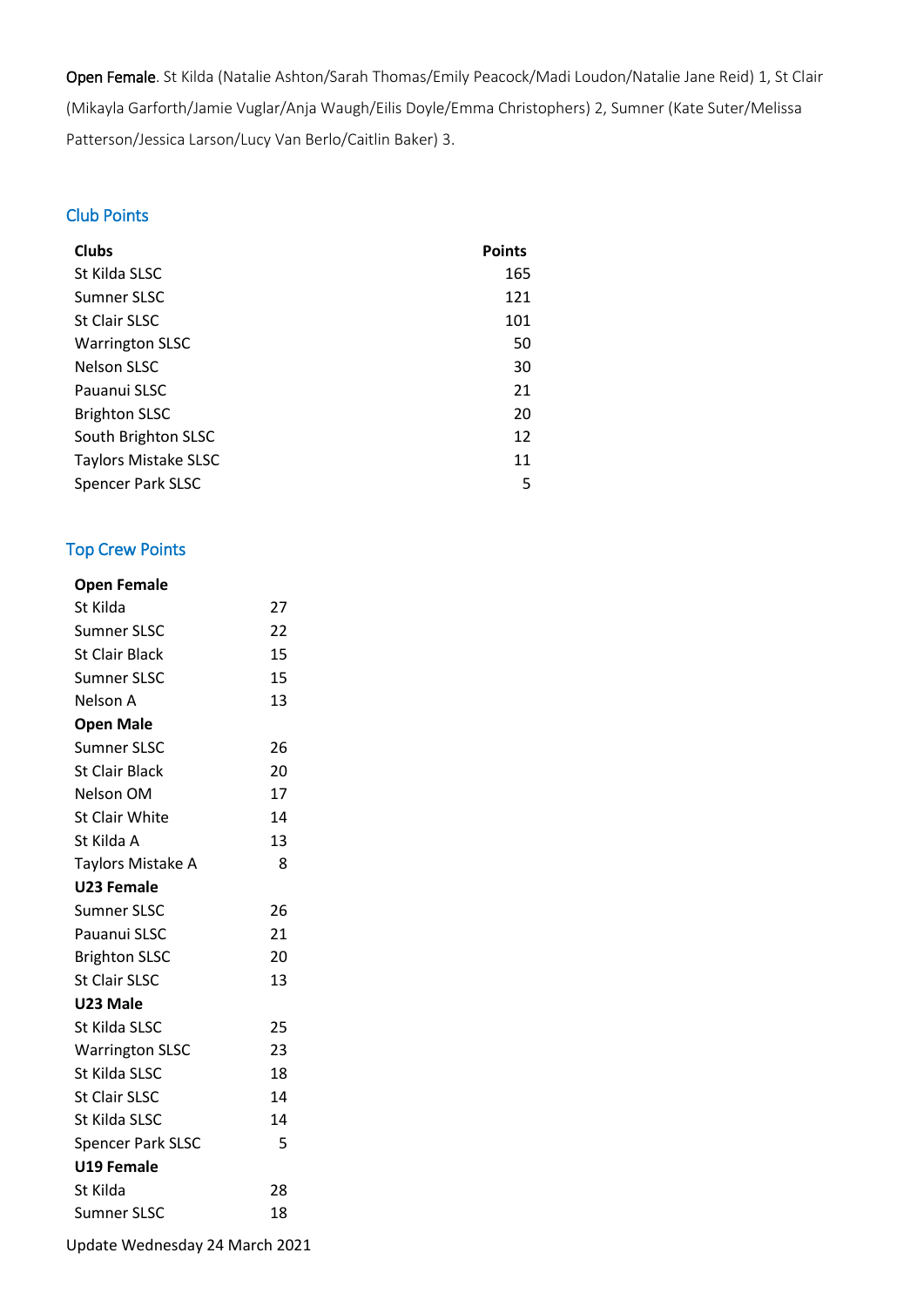**Open Female**. St Kilda (Natalie Ashton/Sarah Thomas/Emily Peacock/Madi Loudon/Natalie Jane Reid) 1, St Clair (Mikayla Garforth/Jamie Vuglar/Anja Waugh/Eilis Doyle/Emma Christophers) 2, Sumner (Kate Suter/Melissa Patterson/Jessica Larson/Lucy Van Berlo/Caitlin Baker) 3.

## Club Points

| Clubs | Points |
|---|---|
| St Kilda SLSC | 165 |
| Sumner SLSC | 121 |
| St Clair SLSC | 101 |
| Warrington SLSC | 50 |
| Nelson SLSC | 30 |
| Pauanui SLSC | 21 |
| Brighton SLSC | 20 |
| South Brighton SLSC | 12 |
| Taylors Mistake SLSC | 11 |
| Spencer Park SLSC | 5 |

## Top Crew Points

| **Open Female** | |
|---|---|
| St Kilda | 27 |
| Sumner SLSC | 22 |
| St Clair Black | 15 |
| Sumner SLSC | 15 |
| Nelson A | 13 |
| **Open Male** | |
| Sumner SLSC | 26 |
| St Clair Black | 20 |
| Nelson OM | 17 |
| St Clair White | 14 |
| St Kilda A | 13 |
| Taylors Mistake A | 8 |
| **U23 Female** | |
| Sumner SLSC | 26 |
| Pauanui SLSC | 21 |
| Brighton SLSC | 20 |
| St Clair SLSC | 13 |
| **U23 Male** | |
| St Kilda SLSC | 25 |
| Warrington SLSC | 23 |
| St Kilda SLSC | 18 |
| St Clair SLSC | 14 |
| St Kilda SLSC | 14 |
| Spencer Park SLSC | 5 |
| **U19 Female** | |
| St Kilda | 28 |
| Sumner SLSC | 18 |

Update Wednesday 24 March 2021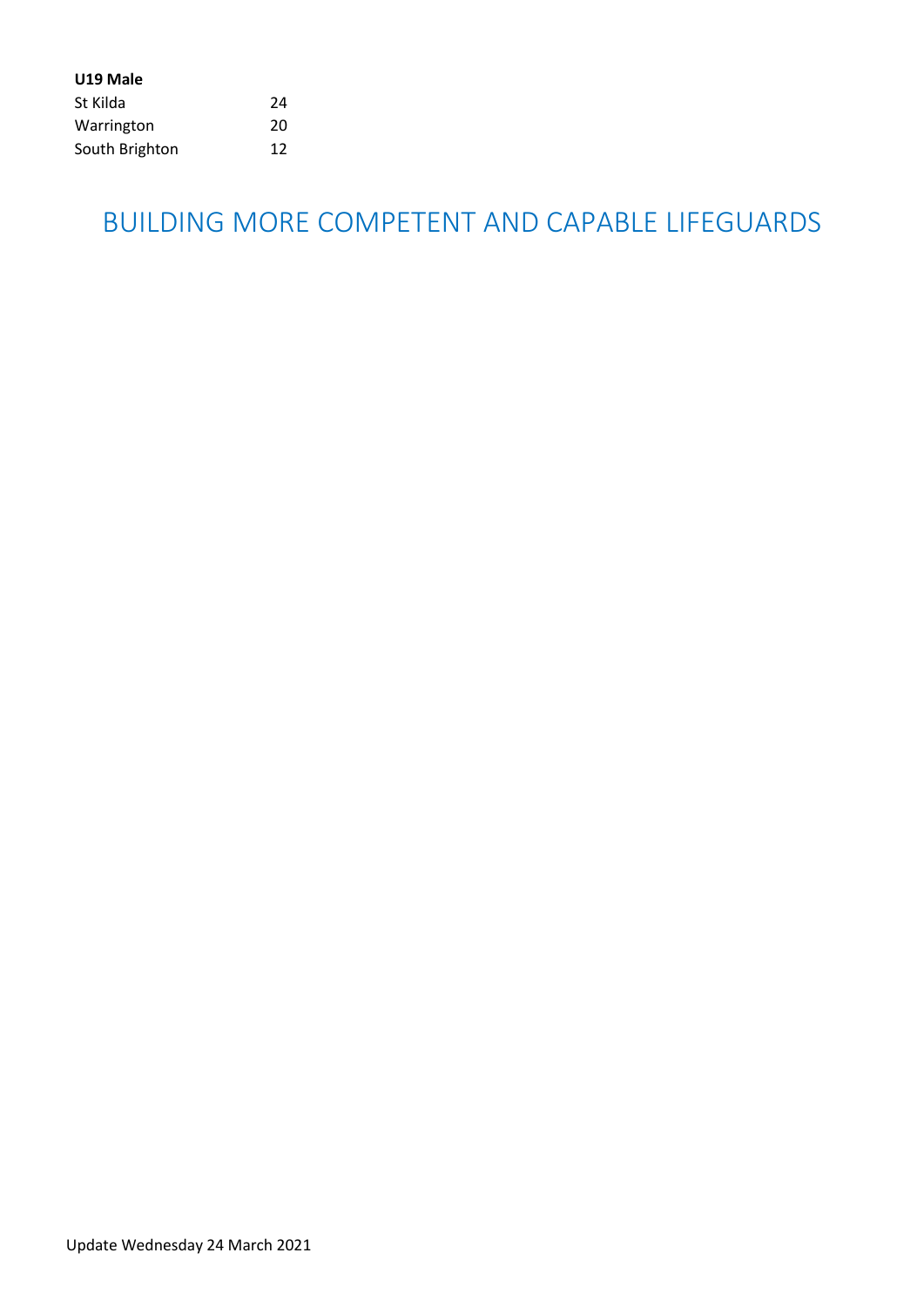**U19 Male**

| | |
|---|---|
| St Kilda | 24 |
| Warrington | 20 |
| South Brighton | 12 |

## BUILDING MORE COMPETENT AND CAPABLE LIFEGUARDS

Update Wednesday 24 March 2021